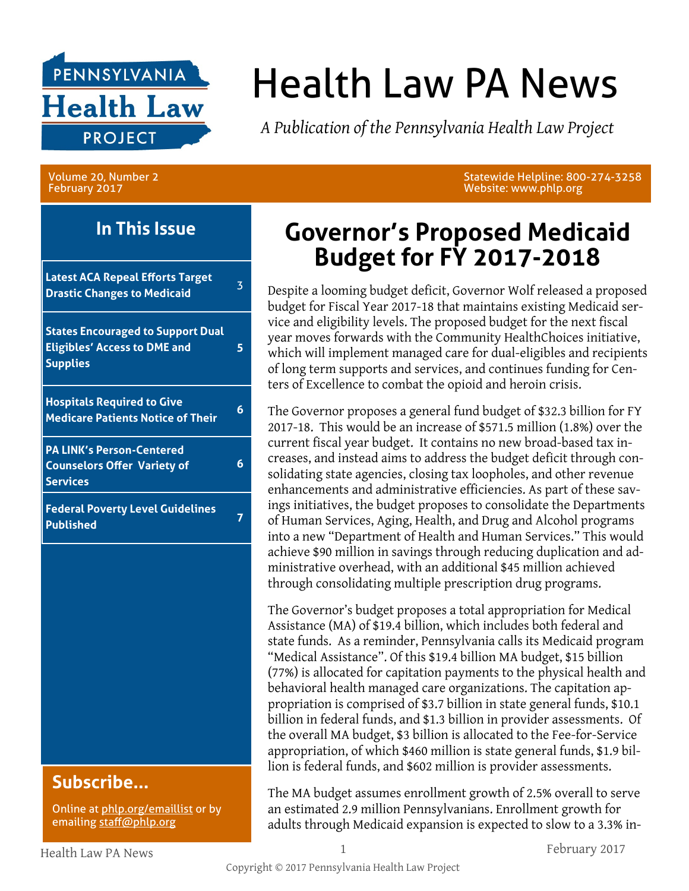# Health Law PA News

*A Publication of the Pennsylvania Health Law Project*

Volume 20, Number 2
February 2017

Statewide Helpline: 800-274-3258
Website: www.phlp.org

## In This Issue

| | |
|---|---|
| **Latest ACA Repeal Efforts Target Drastic Changes to Medicaid** | 3 |
| **States Encouraged to Support Dual Eligibles' Access to DME and Supplies** | 5 |
| **Hospitals Required to Give Medicare Patients Notice of Their** | 6 |
| **PA LINK's Person-Centered Counselors Offer Variety of Services** | 6 |
| **Federal Poverty Level Guidelines Published** | 7 |

## Subscribe...

Online at phlp.org/emaillist or by emailing staff@phlp.org

# Governor's Proposed Medicaid Budget for FY 2017-2018

Despite a looming budget deficit, Governor Wolf released a proposed budget for Fiscal Year 2017-18 that maintains existing Medicaid service and eligibility levels. The proposed budget for the next fiscal year moves forwards with the Community HealthChoices initiative, which will implement managed care for dual-eligibles and recipients of long term supports and services, and continues funding for Centers of Excellence to combat the opioid and heroin crisis.

The Governor proposes a general fund budget of $32.3 billion for FY 2017-18. This would be an increase of $571.5 million (1.8%) over the current fiscal year budget. It contains no new broad-based tax increases, and instead aims to address the budget deficit through consolidating state agencies, closing tax loopholes, and other revenue enhancements and administrative efficiencies. As part of these savings initiatives, the budget proposes to consolidate the Departments of Human Services, Aging, Health, and Drug and Alcohol programs into a new "Department of Health and Human Services." This would achieve $90 million in savings through reducing duplication and administrative overhead, with an additional $45 million achieved through consolidating multiple prescription drug programs.

The Governor's budget proposes a total appropriation for Medical Assistance (MA) of $19.4 billion, which includes both federal and state funds. As a reminder, Pennsylvania calls its Medicaid program "Medical Assistance". Of this $19.4 billion MA budget, $15 billion (77%) is allocated for capitation payments to the physical health and behavioral health managed care organizations. The capitation appropriation is comprised of $3.7 billion in state general funds, $10.1 billion in federal funds, and $1.3 billion in provider assessments. Of the overall MA budget, $3 billion is allocated to the Fee-for-Service appropriation, of which $460 million is state general funds, $1.9 billion is federal funds, and $602 million is provider assessments.

The MA budget assumes enrollment growth of 2.5% overall to serve an estimated 2.9 million Pennsylvanians. Enrollment growth for adults through Medicaid expansion is expected to slow to a 3.3% in-

Copyright © 2017 Pennsylvania Health Law Project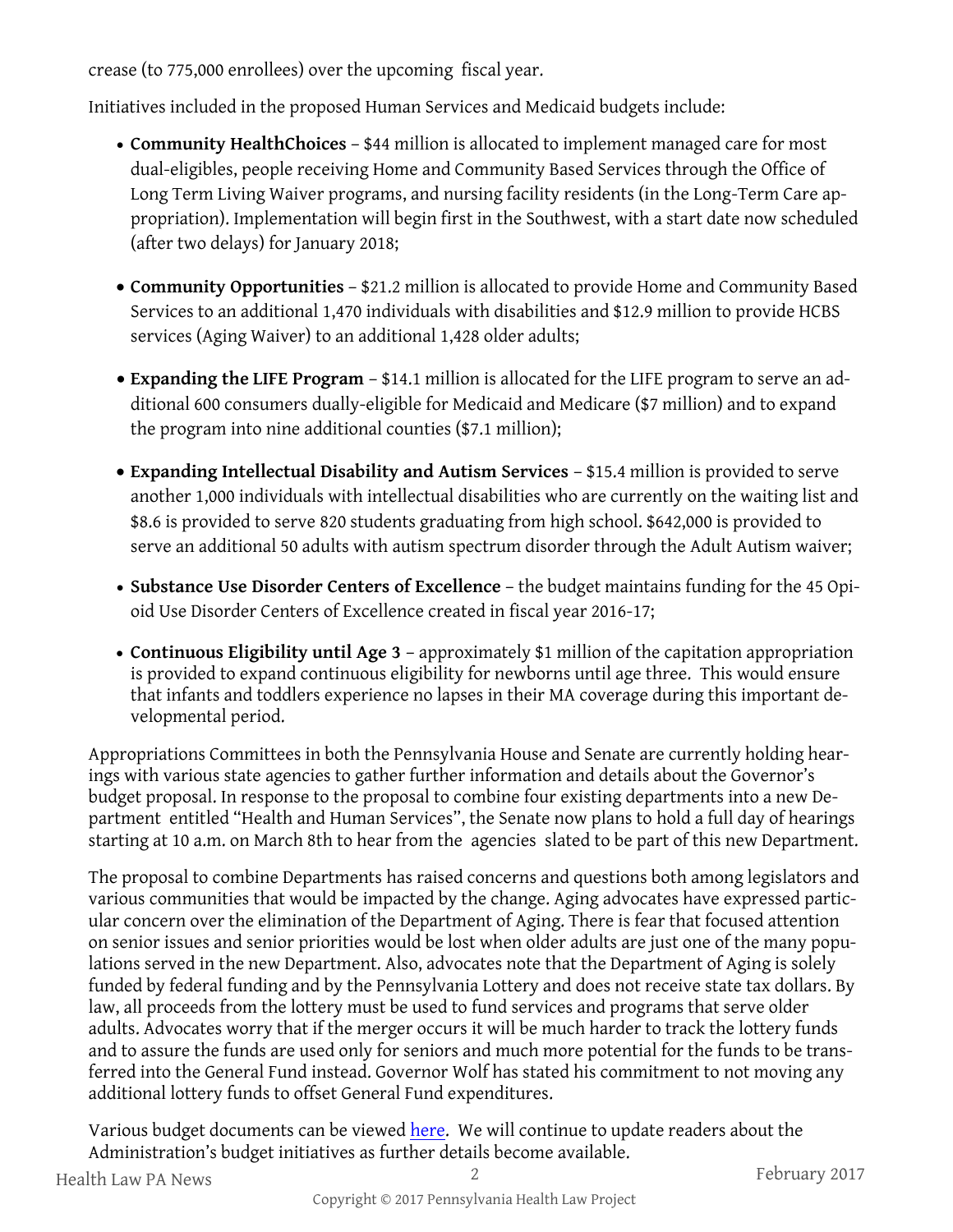crease (to 775,000 enrollees) over the upcoming fiscal year.

Initiatives included in the proposed Human Services and Medicaid budgets include:

- **Community HealthChoices** – $44 million is allocated to implement managed care for most dual-eligibles, people receiving Home and Community Based Services through the Office of Long Term Living Waiver programs, and nursing facility residents (in the Long-Term Care appropriation). Implementation will begin first in the Southwest, with a start date now scheduled (after two delays) for January 2018;

- **Community Opportunities** – $21.2 million is allocated to provide Home and Community Based Services to an additional 1,470 individuals with disabilities and $12.9 million to provide HCBS services (Aging Waiver) to an additional 1,428 older adults;

- **Expanding the LIFE Program** – $14.1 million is allocated for the LIFE program to serve an additional 600 consumers dually-eligible for Medicaid and Medicare ($7 million) and to expand the program into nine additional counties ($7.1 million);

- **Expanding Intellectual Disability and Autism Services** – $15.4 million is provided to serve another 1,000 individuals with intellectual disabilities who are currently on the waiting list and $8.6 is provided to serve 820 students graduating from high school. $642,000 is provided to serve an additional 50 adults with autism spectrum disorder through the Adult Autism waiver;

- **Substance Use Disorder Centers of Excellence** – the budget maintains funding for the 45 Opioid Use Disorder Centers of Excellence created in fiscal year 2016-17;

- **Continuous Eligibility until Age 3** – approximately $1 million of the capitation appropriation is provided to expand continuous eligibility for newborns until age three. This would ensure that infants and toddlers experience no lapses in their MA coverage during this important developmental period.

Appropriations Committees in both the Pennsylvania House and Senate are currently holding hearings with various state agencies to gather further information and details about the Governor's budget proposal. In response to the proposal to combine four existing departments into a new Department entitled "Health and Human Services", the Senate now plans to hold a full day of hearings starting at 10 a.m. on March 8th to hear from the agencies slated to be part of this new Department.

The proposal to combine Departments has raised concerns and questions both among legislators and various communities that would be impacted by the change. Aging advocates have expressed particular concern over the elimination of the Department of Aging. There is fear that focused attention on senior issues and senior priorities would be lost when older adults are just one of the many populations served in the new Department. Also, advocates note that the Department of Aging is solely funded by federal funding and by the Pennsylvania Lottery and does not receive state tax dollars. By law, all proceeds from the lottery must be used to fund services and programs that serve older adults. Advocates worry that if the merger occurs it will be much harder to track the lottery funds and to assure the funds are used only for seniors and much more potential for the funds to be transferred into the General Fund instead. Governor Wolf has stated his commitment to not moving any additional lottery funds to offset General Fund expenditures.

Various budget documents can be viewed here. We will continue to update readers about the Administration's budget initiatives as further details become available.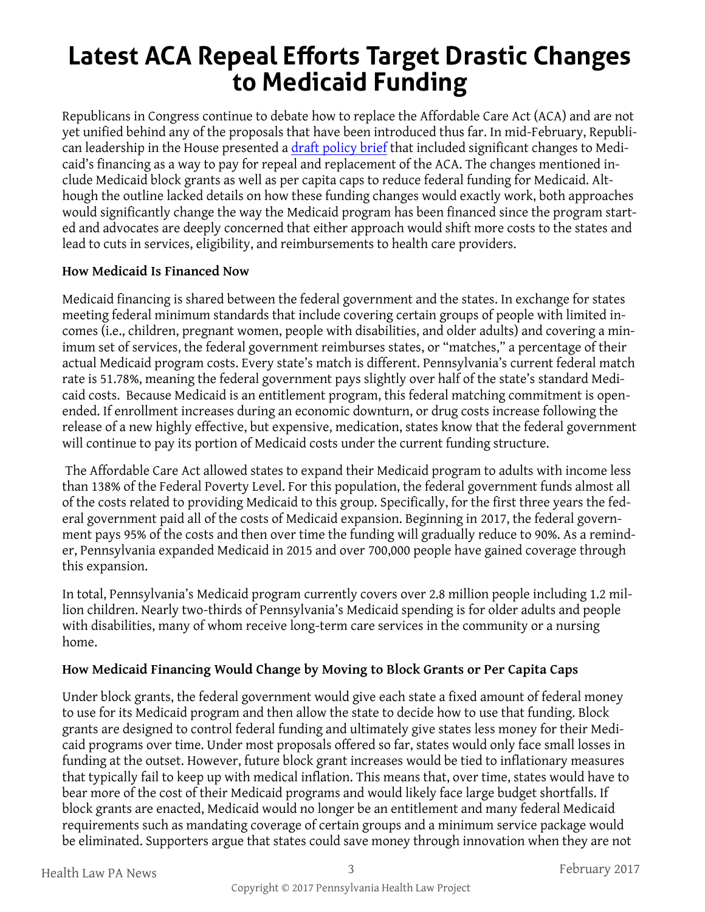# Latest ACA Repeal Efforts Target Drastic Changes to Medicaid Funding

Republicans in Congress continue to debate how to replace the Affordable Care Act (ACA) and are not yet unified behind any of the proposals that have been introduced thus far. In mid-February, Republican leadership in the House presented a draft policy brief that included significant changes to Medicaid's financing as a way to pay for repeal and replacement of the ACA. The changes mentioned include Medicaid block grants as well as per capita caps to reduce federal funding for Medicaid. Although the outline lacked details on how these funding changes would exactly work, both approaches would significantly change the way the Medicaid program has been financed since the program started and advocates are deeply concerned that either approach would shift more costs to the states and lead to cuts in services, eligibility, and reimbursements to health care providers.

**How Medicaid Is Financed Now**

Medicaid financing is shared between the federal government and the states. In exchange for states meeting federal minimum standards that include covering certain groups of people with limited incomes (i.e., children, pregnant women, people with disabilities, and older adults) and covering a minimum set of services, the federal government reimburses states, or "matches," a percentage of their actual Medicaid program costs. Every state's match is different. Pennsylvania's current federal match rate is 51.78%, meaning the federal government pays slightly over half of the state's standard Medicaid costs. Because Medicaid is an entitlement program, this federal matching commitment is open-ended. If enrollment increases during an economic downturn, or drug costs increase following the release of a new highly effective, but expensive, medication, states know that the federal government will continue to pay its portion of Medicaid costs under the current funding structure.

The Affordable Care Act allowed states to expand their Medicaid program to adults with income less than 138% of the Federal Poverty Level. For this population, the federal government funds almost all of the costs related to providing Medicaid to this group. Specifically, for the first three years the federal government paid all of the costs of Medicaid expansion. Beginning in 2017, the federal government pays 95% of the costs and then over time the funding will gradually reduce to 90%. As a reminder, Pennsylvania expanded Medicaid in 2015 and over 700,000 people have gained coverage through this expansion.

In total, Pennsylvania's Medicaid program currently covers over 2.8 million people including 1.2 million children. Nearly two-thirds of Pennsylvania's Medicaid spending is for older adults and people with disabilities, many of whom receive long-term care services in the community or a nursing home.

**How Medicaid Financing Would Change by Moving to Block Grants or Per Capita Caps**

Under block grants, the federal government would give each state a fixed amount of federal money to use for its Medicaid program and then allow the state to decide how to use that funding. Block grants are designed to control federal funding and ultimately give states less money for their Medicaid programs over time. Under most proposals offered so far, states would only face small losses in funding at the outset. However, future block grant increases would be tied to inflationary measures that typically fail to keep up with medical inflation. This means that, over time, states would have to bear more of the cost of their Medicaid programs and would likely face large budget shortfalls. If block grants are enacted, Medicaid would no longer be an entitlement and many federal Medicaid requirements such as mandating coverage of certain groups and a minimum service package would be eliminated. Supporters argue that states could save money through innovation when they are not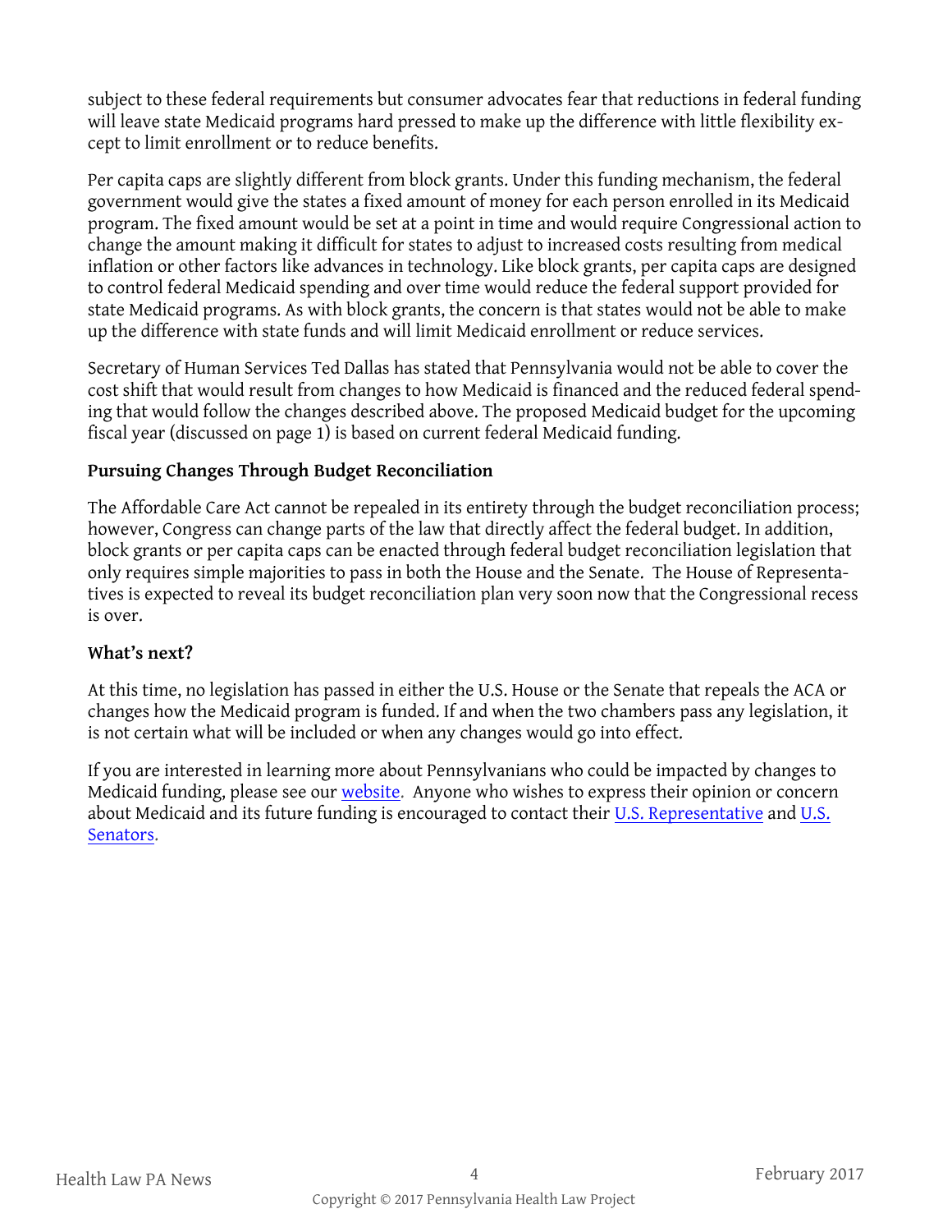subject to these federal requirements but consumer advocates fear that reductions in federal funding will leave state Medicaid programs hard pressed to make up the difference with little flexibility except to limit enrollment or to reduce benefits.

Per capita caps are slightly different from block grants. Under this funding mechanism, the federal government would give the states a fixed amount of money for each person enrolled in its Medicaid program. The fixed amount would be set at a point in time and would require Congressional action to change the amount making it difficult for states to adjust to increased costs resulting from medical inflation or other factors like advances in technology. Like block grants, per capita caps are designed to control federal Medicaid spending and over time would reduce the federal support provided for state Medicaid programs. As with block grants, the concern is that states would not be able to make up the difference with state funds and will limit Medicaid enrollment or reduce services.

Secretary of Human Services Ted Dallas has stated that Pennsylvania would not be able to cover the cost shift that would result from changes to how Medicaid is financed and the reduced federal spending that would follow the changes described above. The proposed Medicaid budget for the upcoming fiscal year (discussed on page 1) is based on current federal Medicaid funding.

**Pursuing Changes Through Budget Reconciliation**

The Affordable Care Act cannot be repealed in its entirety through the budget reconciliation process; however, Congress can change parts of the law that directly affect the federal budget. In addition, block grants or per capita caps can be enacted through federal budget reconciliation legislation that only requires simple majorities to pass in both the House and the Senate. The House of Representatives is expected to reveal its budget reconciliation plan very soon now that the Congressional recess is over.

**What's next?**

At this time, no legislation has passed in either the U.S. House or the Senate that repeals the ACA or changes how the Medicaid program is funded. If and when the two chambers pass any legislation, it is not certain what will be included or when any changes would go into effect.

If you are interested in learning more about Pennsylvanians who could be impacted by changes to Medicaid funding, please see our website. Anyone who wishes to express their opinion or concern about Medicaid and its future funding is encouraged to contact their U.S. Representative and U.S. Senators.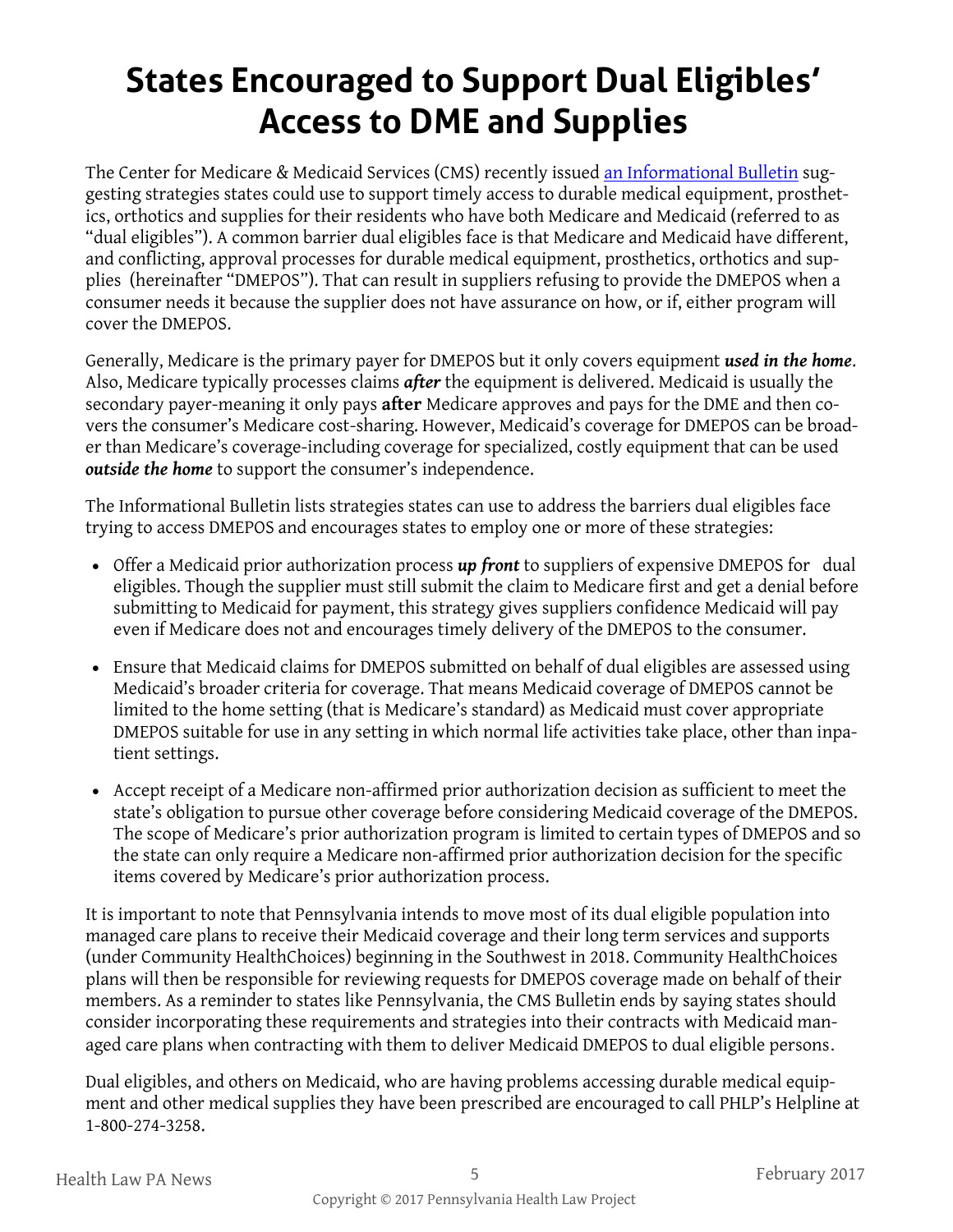# States Encouraged to Support Dual Eligibles' Access to DME and Supplies

The Center for Medicare & Medicaid Services (CMS) recently issued [an Informational Bulletin]() suggesting strategies states could use to support timely access to durable medical equipment, prosthetics, orthotics and supplies for their residents who have both Medicare and Medicaid (referred to as "dual eligibles"). A common barrier dual eligibles face is that Medicare and Medicaid have different, and conflicting, approval processes for durable medical equipment, prosthetics, orthotics and supplies (hereinafter "DMEPOS"). That can result in suppliers refusing to provide the DMEPOS when a consumer needs it because the supplier does not have assurance on how, or if, either program will cover the DMEPOS.

Generally, Medicare is the primary payer for DMEPOS but it only covers equipment ***used in the home***. Also, Medicare typically processes claims ***after*** the equipment is delivered. Medicaid is usually the secondary payer-meaning it only pays **after** Medicare approves and pays for the DME and then covers the consumer's Medicare cost-sharing. However, Medicaid's coverage for DMEPOS can be broader than Medicare's coverage-including coverage for specialized, costly equipment that can be used ***outside the home*** to support the consumer's independence.

The Informational Bulletin lists strategies states can use to address the barriers dual eligibles face trying to access DMEPOS and encourages states to employ one or more of these strategies:

- Offer a Medicaid prior authorization process ***up front*** to suppliers of expensive DMEPOS for dual eligibles. Though the supplier must still submit the claim to Medicare first and get a denial before submitting to Medicaid for payment, this strategy gives suppliers confidence Medicaid will pay even if Medicare does not and encourages timely delivery of the DMEPOS to the consumer.

- Ensure that Medicaid claims for DMEPOS submitted on behalf of dual eligibles are assessed using Medicaid's broader criteria for coverage. That means Medicaid coverage of DMEPOS cannot be limited to the home setting (that is Medicare's standard) as Medicaid must cover appropriate DMEPOS suitable for use in any setting in which normal life activities take place, other than inpatient settings.

- Accept receipt of a Medicare non-affirmed prior authorization decision as sufficient to meet the state's obligation to pursue other coverage before considering Medicaid coverage of the DMEPOS. The scope of Medicare's prior authorization program is limited to certain types of DMEPOS and so the state can only require a Medicare non-affirmed prior authorization decision for the specific items covered by Medicare's prior authorization process.

It is important to note that Pennsylvania intends to move most of its dual eligible population into managed care plans to receive their Medicaid coverage and their long term services and supports (under Community HealthChoices) beginning in the Southwest in 2018. Community HealthChoices plans will then be responsible for reviewing requests for DMEPOS coverage made on behalf of their members. As a reminder to states like Pennsylvania, the CMS Bulletin ends by saying states should consider incorporating these requirements and strategies into their contracts with Medicaid managed care plans when contracting with them to deliver Medicaid DMEPOS to dual eligible persons.

Dual eligibles, and others on Medicaid, who are having problems accessing durable medical equipment and other medical supplies they have been prescribed are encouraged to call PHLP's Helpline at 1-800-274-3258.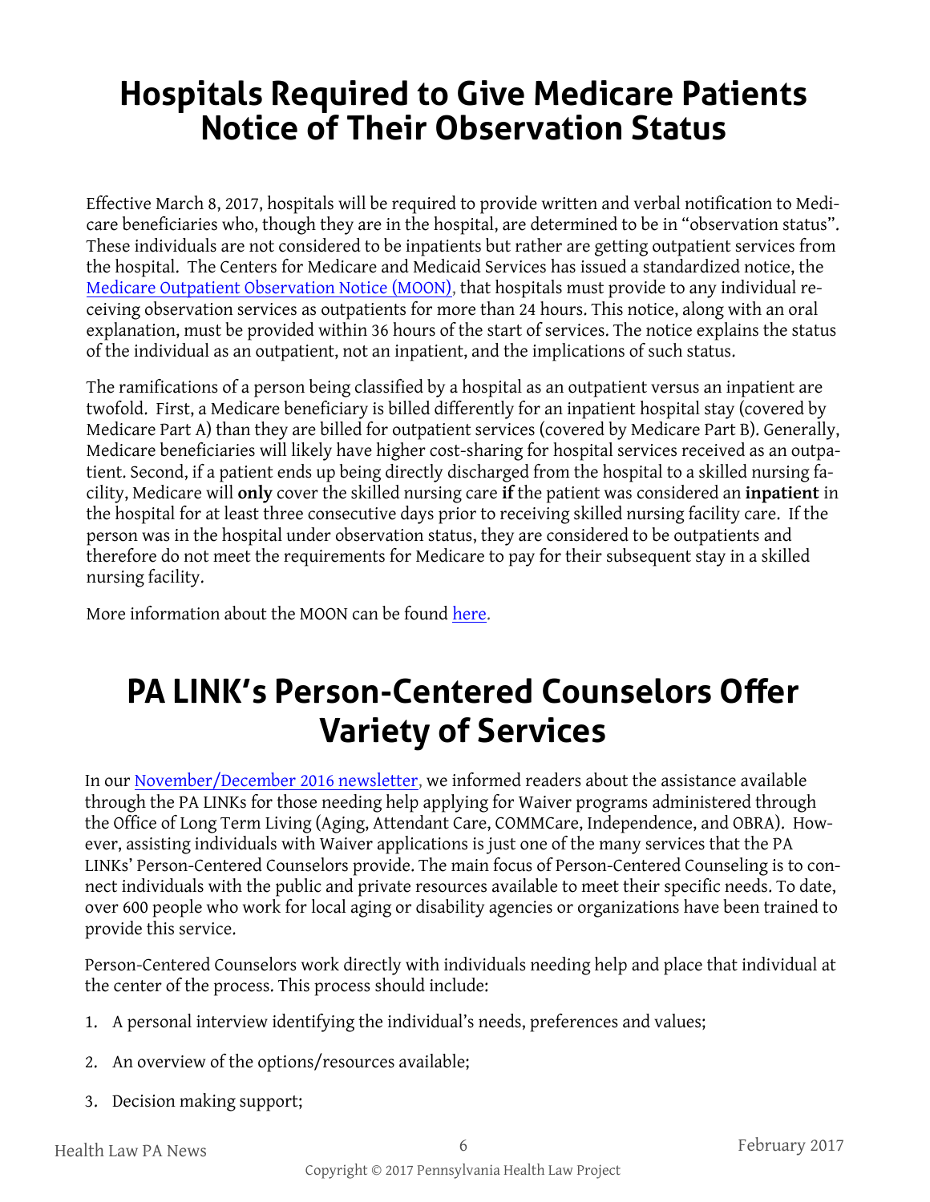# Hospitals Required to Give Medicare Patients Notice of Their Observation Status

Effective March 8, 2017, hospitals will be required to provide written and verbal notification to Medicare beneficiaries who, though they are in the hospital, are determined to be in "observation status". These individuals are not considered to be inpatients but rather are getting outpatient services from the hospital. The Centers for Medicare and Medicaid Services has issued a standardized notice, the Medicare Outpatient Observation Notice (MOON), that hospitals must provide to any individual receiving observation services as outpatients for more than 24 hours. This notice, along with an oral explanation, must be provided within 36 hours of the start of services. The notice explains the status of the individual as an outpatient, not an inpatient, and the implications of such status.

The ramifications of a person being classified by a hospital as an outpatient versus an inpatient are twofold. First, a Medicare beneficiary is billed differently for an inpatient hospital stay (covered by Medicare Part A) than they are billed for outpatient services (covered by Medicare Part B). Generally, Medicare beneficiaries will likely have higher cost-sharing for hospital services received as an outpatient. Second, if a patient ends up being directly discharged from the hospital to a skilled nursing facility, Medicare will **only** cover the skilled nursing care **if** the patient was considered an **inpatient** in the hospital for at least three consecutive days prior to receiving skilled nursing facility care. If the person was in the hospital under observation status, they are considered to be outpatients and therefore do not meet the requirements for Medicare to pay for their subsequent stay in a skilled nursing facility.

More information about the MOON can be found here.

# PA LINK's Person-Centered Counselors Offer Variety of Services

In our November/December 2016 newsletter, we informed readers about the assistance available through the PA LINKs for those needing help applying for Waiver programs administered through the Office of Long Term Living (Aging, Attendant Care, COMMCare, Independence, and OBRA). However, assisting individuals with Waiver applications is just one of the many services that the PA LINKs' Person-Centered Counselors provide. The main focus of Person-Centered Counseling is to connect individuals with the public and private resources available to meet their specific needs. To date, over 600 people who work for local aging or disability agencies or organizations have been trained to provide this service.

Person-Centered Counselors work directly with individuals needing help and place that individual at the center of the process. This process should include:

1. A personal interview identifying the individual's needs, preferences and values;
2. An overview of the options/resources available;
3. Decision making support;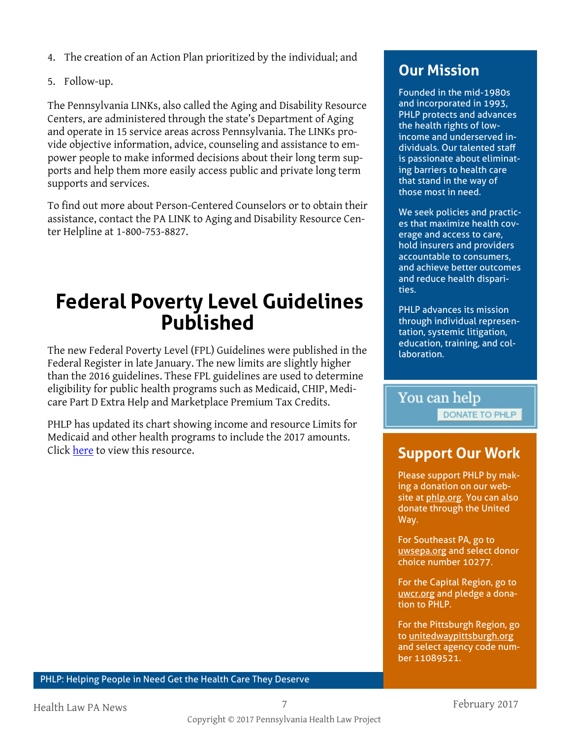4. The creation of an Action Plan prioritized by the individual; and

5. Follow-up.

The Pennsylvania LINKs, also called the Aging and Disability Resource Centers, are administered through the state's Department of Aging and operate in 15 service areas across Pennsylvania. The LINKs provide objective information, advice, counseling and assistance to empower people to make informed decisions about their long term supports and help them more easily access public and private long term supports and services.

To find out more about Person-Centered Counselors or to obtain their assistance, contact the PA LINK to Aging and Disability Resource Center Helpline at 1-800-753-8827.

# Federal Poverty Level Guidelines Published

The new Federal Poverty Level (FPL) Guidelines were published in the Federal Register in late January. The new limits are slightly higher than the 2016 guidelines. These FPL guidelines are used to determine eligibility for public health programs such as Medicaid, CHIP, Medicare Part D Extra Help and Marketplace Premium Tax Credits.

PHLP has updated its chart showing income and resource Limits for Medicaid and other health programs to include the 2017 amounts. Click here to view this resource.

PHLP: Helping People in Need Get the Health Care They Deserve

## Our Mission

Founded in the mid-1980s and incorporated in 1993, PHLP protects and advances the health rights of low-income and underserved individuals. Our talented staff is passionate about eliminating barriers to health care that stand in the way of those most in need.

We seek policies and practices that maximize health coverage and access to care, hold insurers and providers accountable to consumers, and achieve better outcomes and reduce health disparities.

PHLP advances its mission through individual representation, systemic litigation, education, training, and collaboration.

You can help

DONATE TO PHLP

## Support Our Work

Please support PHLP by making a donation on our website at phlp.org. You can also donate through the United Way.

For Southeast PA, go to uwsepa.org and select donor choice number 10277.

For the Capital Region, go to uwcr.org and pledge a donation to PHLP.

For the Pittsburgh Region, go to unitedwaypittsburgh.org and select agency code number 11089521.

Copyright © 2017 Pennsylvania Health Law Project